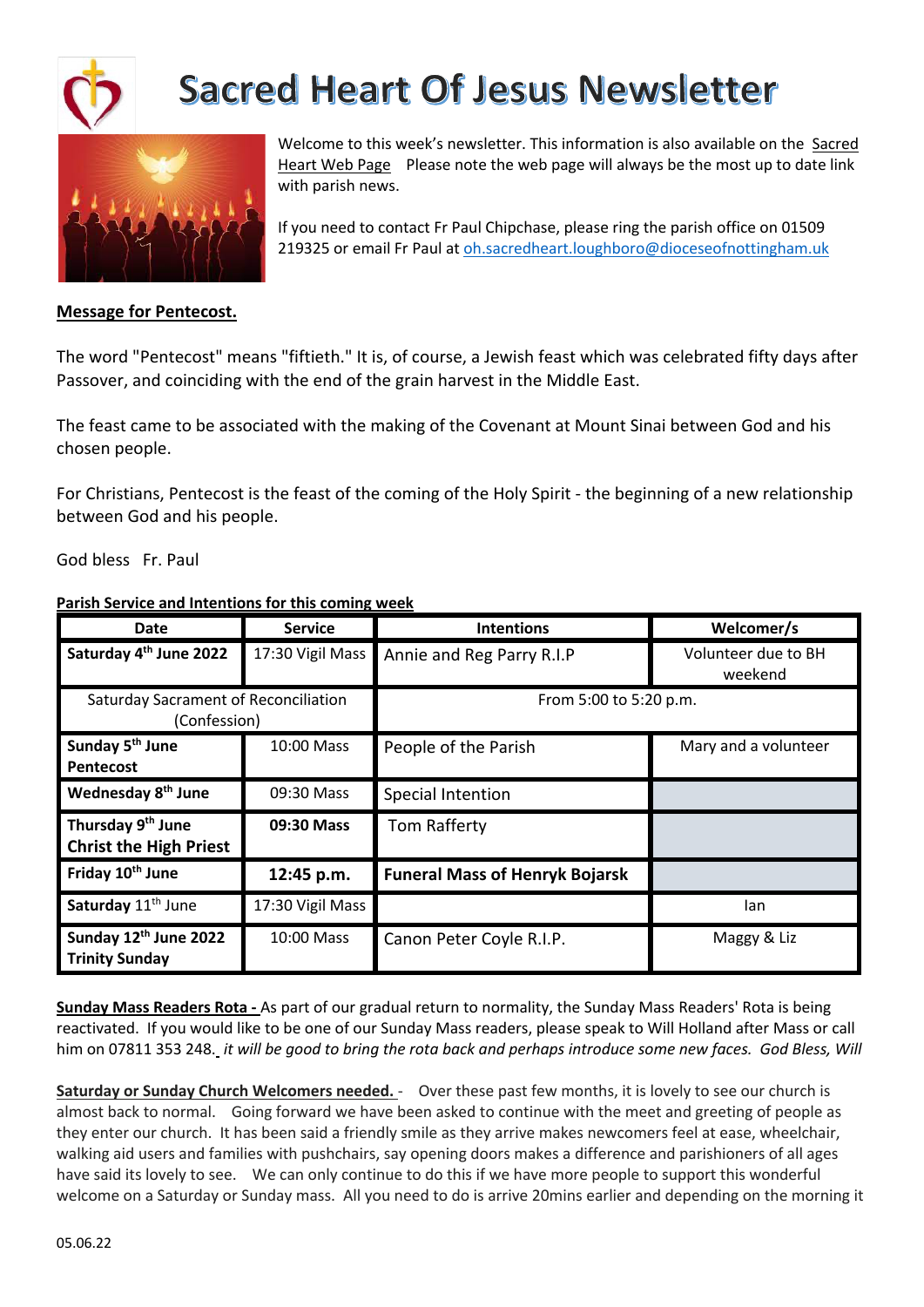# Sacred Heart Of Jesus Newsletter

Welcome to this week's newsletter. This information is also available on the Sacred Heart Web Page Please note the web page will always be the most up to date link with parish news.

If you need to contact Fr Paul Chipchase, please ring the parish office on 01509 219325 or email Fr Paul at oh.sacredheart.loughboro@dioceseofnottingham.uk

**Message for Pentecost.**

The word "Pentecost" means "fiftieth." It is, of course, a Jewish feast which was celebrated fifty days after Passover, and coinciding with the end of the grain harvest in the Middle East.

The feast came to be associated with the making of the Covenant at Mount Sinai between God and his chosen people.

For Christians, Pentecost is the feast of the coming of the Holy Spirit - the beginning of a new relationship between God and his people.

God bless Fr. Paul

**Parish Service and Intentions for this coming week**

| Date | Service | Intentions | Welcomer/s |
|---|---|---|---|
| **Saturday 4th June 2022** | 17:30 Vigil Mass | Annie and Reg Parry R.I.P | Volunteer due to BH weekend |
| Saturday Sacrament of Reconciliation (Confession) | | From 5:00 to 5:20 p.m. | |
| **Sunday 5th June Pentecost** | 10:00 Mass | People of the Parish | Mary and a volunteer |
| **Wednesday 8th June** | 09:30 Mass | Special Intention | |
| **Thursday 9th June Christ the High Priest** | **09:30 Mass** | Tom Rafferty | |
| **Friday 10th June** | **12:45 p.m.** | **Funeral Mass of Henryk Bojarsk** | |
| **Saturday** 11th June | 17:30 Vigil Mass | | Ian |
| **Sunday 12th June 2022 Trinity Sunday** | 10:00 Mass | Canon Peter Coyle R.I.P. | Maggy & Liz |

**Sunday Mass Readers Rota -** As part of our gradual return to normality, the Sunday Mass Readers' Rota is being reactivated. If you would like to be one of our Sunday Mass readers, please speak to Will Holland after Mass or call him on 07811 353 248. *it will be good to bring the rota back and perhaps introduce some new faces. God Bless, Will*

**Saturday or Sunday Church Welcomers needed.** - Over these past few months, it is lovely to see our church is almost back to normal. Going forward we have been asked to continue with the meet and greeting of people as they enter our church. It has been said a friendly smile as they arrive makes newcomers feel at ease, wheelchair, walking aid users and families with pushchairs, say opening doors makes a difference and parishioners of all ages have said its lovely to see. We can only continue to do this if we have more people to support this wonderful welcome on a Saturday or Sunday mass. All you need to do is arrive 20mins earlier and depending on the morning it

05.06.22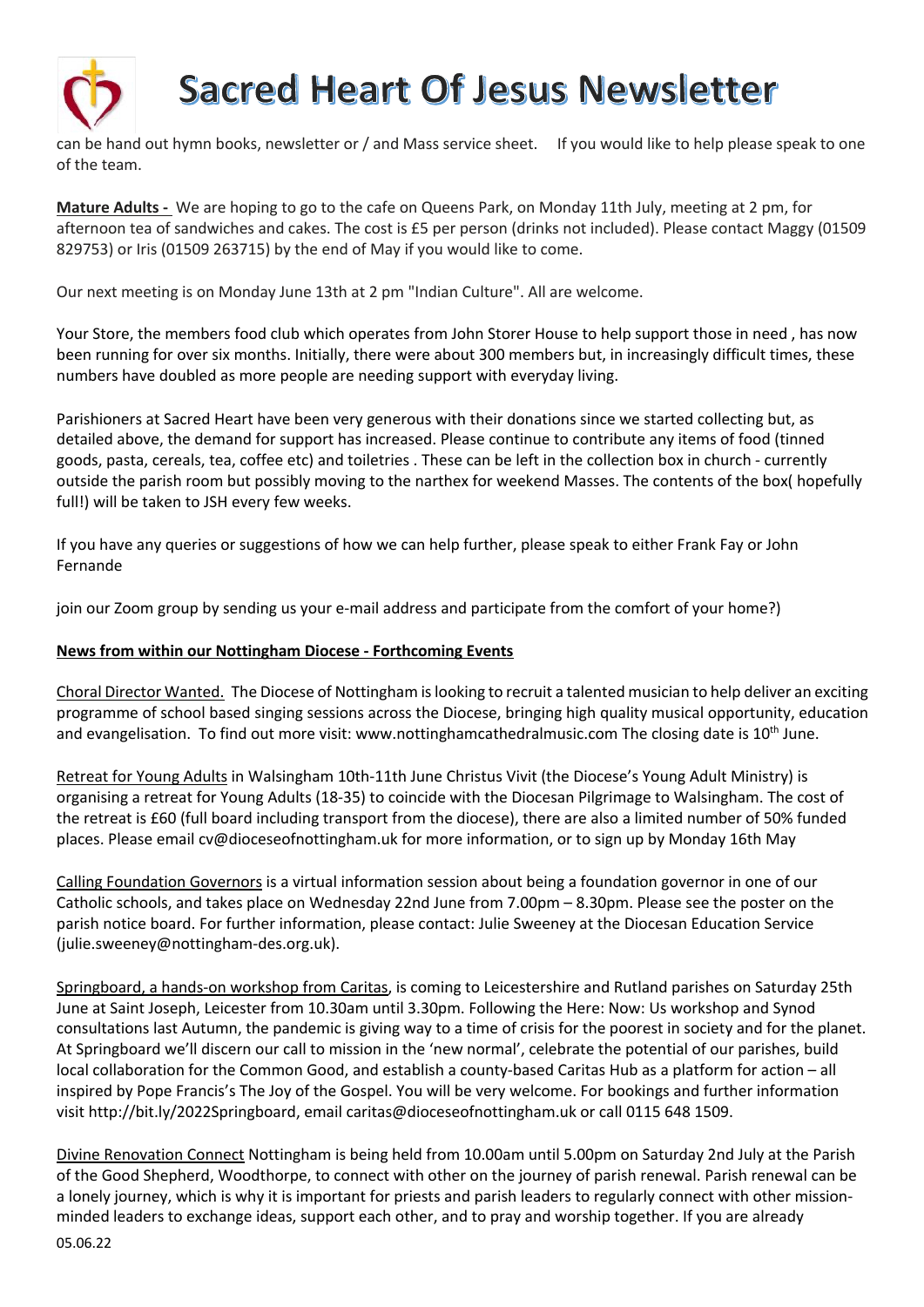can be hand out hymn books, newsletter or / and Mass service sheet.    If you would like to help please speak to one of the team.

**Mature Adults -** We are hoping to go to the cafe on Queens Park, on Monday 11th July, meeting at 2 pm, for afternoon tea of sandwiches and cakes. The cost is £5 per person (drinks not included). Please contact Maggy (01509 829753) or Iris (01509 263715) by the end of May if you would like to come.

Our next meeting is on Monday June 13th at 2 pm "Indian Culture". All are welcome.

Your Store, the members food club which operates from John Storer House to help support those in need , has now been running for over six months. Initially, there were about 300 members but, in increasingly difficult times, these numbers have doubled as more people are needing support with everyday living.

Parishioners at Sacred Heart have been very generous with their donations since we started collecting but, as detailed above, the demand for support has increased. Please continue to contribute any items of food (tinned goods, pasta, cereals, tea, coffee etc) and toiletries . These can be left in the collection box in church - currently outside the parish room but possibly moving to the narthex for weekend Masses. The contents of the box( hopefully full!) will be taken to JSH every few weeks.

If you have any queries or suggestions of how we can help further, please speak to either Frank Fay or John Fernande

join our Zoom group by sending us your e-mail address and participate from the comfort of your home?)

**News from within our Nottingham Diocese - Forthcoming Events**

Choral Director Wanted. The Diocese of Nottingham is looking to recruit a talented musician to help deliver an exciting programme of school based singing sessions across the Diocese, bringing high quality musical opportunity, education and evangelisation. To find out more visit: www.nottinghamcathedralmusic.com The closing date is 10th June.

Retreat for Young Adults in Walsingham 10th-11th June Christus Vivit (the Diocese's Young Adult Ministry) is organising a retreat for Young Adults (18-35) to coincide with the Diocesan Pilgrimage to Walsingham. The cost of the retreat is £60 (full board including transport from the diocese), there are also a limited number of 50% funded places. Please email cv@dioceseofnottingham.uk for more information, or to sign up by Monday 16th May

Calling Foundation Governors is a virtual information session about being a foundation governor in one of our Catholic schools, and takes place on Wednesday 22nd June from 7.00pm – 8.30pm. Please see the poster on the parish notice board. For further information, please contact: Julie Sweeney at the Diocesan Education Service (julie.sweeney@nottingham-des.org.uk).

Springboard, a hands-on workshop from Caritas, is coming to Leicestershire and Rutland parishes on Saturday 25th June at Saint Joseph, Leicester from 10.30am until 3.30pm. Following the Here: Now: Us workshop and Synod consultations last Autumn, the pandemic is giving way to a time of crisis for the poorest in society and for the planet. At Springboard we'll discern our call to mission in the 'new normal', celebrate the potential of our parishes, build local collaboration for the Common Good, and establish a county-based Caritas Hub as a platform for action – all inspired by Pope Francis's The Joy of the Gospel. You will be very welcome. For bookings and further information visit http://bit.ly/2022Springboard, email caritas@dioceseofnottingham.uk or call 0115 648 1509.

Divine Renovation Connect Nottingham is being held from 10.00am until 5.00pm on Saturday 2nd July at the Parish of the Good Shepherd, Woodthorpe, to connect with other on the journey of parish renewal. Parish renewal can be a lonely journey, which is why it is important for priests and parish leaders to regularly connect with other mission-minded leaders to exchange ideas, support each other, and to pray and worship together. If you are already

05.06.22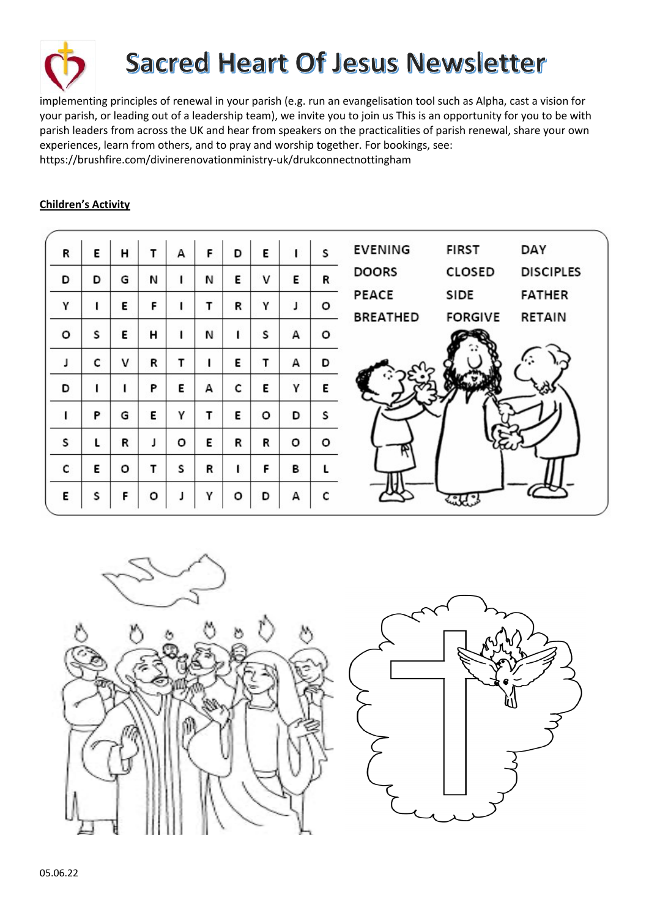implementing principles of renewal in your parish (e.g. run an evangelisation tool such as Alpha, cast a vision for your parish, or leading out of a leadership team), we invite you to join us This is an opportunity for you to be with parish leaders from across the UK and hear from speakers on the practicalities of parish renewal, share your own experiences, learn from others, and to pray and worship together. For bookings, see: https://brushfire.com/divinerenovationministry-uk/drukconnectnottingham

**Children's Activity**

| | | | | | | | | | |
|---|---|---|---|---|---|---|---|---|---|
| R | E | H | T | A | F | D | E | I | S |
| D | D | G | N | I | N | E | V | E | R |
| Y | I | E | F | I | T | R | Y | J | O |
| O | S | E | H | I | N | I | S | A | O |
| J | C | V | R | T | I | E | T | A | D |
| D | I | I | P | E | A | C | E | Y | E |
| I | P | G | E | Y | T | E | O | D | S |
| S | L | R | J | O | E | R | R | O | O |
| C | E | O | T | S | R | I | F | B | L |
| E | S | F | O | J | Y | O | D | A | C |

| | | |
|---|---|---|
| EVENING | FIRST | DAY |
| DOORS | CLOSED | DISCIPLES |
| PEACE | SIDE | FATHER |
| BREATHED | FORGIVE | RETAIN |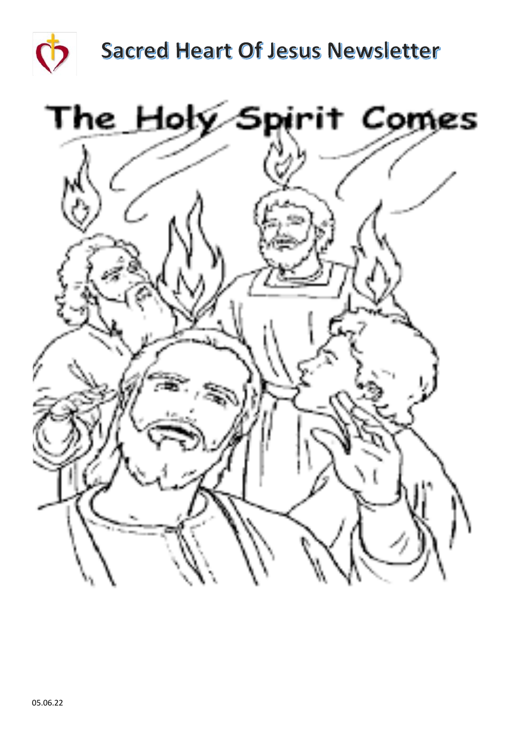# Sacred Heart Of Jesus Newsletter

The Holy Spirit Comes

05.06.22